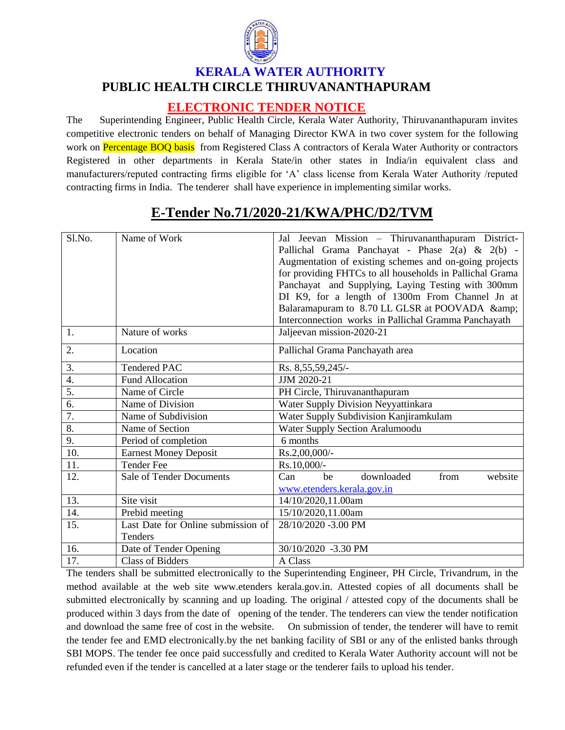# KERALA WATER AUTHORITY

## PUBLIC HEALTH CIRCLE THIRUVANANTHAPURAM

## ELECTRONIC TENDER NOTICE

The Superintending Engineer, Public Health Circle, Kerala Water Authority, Thiruvananthapuram invites competitive electronic tenders on behalf of Managing Director KWA in two cover system for the following work on Percentage BOQ basis from Registered Class A contractors of Kerala Water Authority or contractors Registered in other departments in Kerala State/in other states in India/in equivalent class and manufacturers/reputed contracting firms eligible for 'A' class license from Kerala Water Authority /reputed contracting firms in India. The tenderer shall have experience in implementing similar works.

## E-Tender No.71/2020-21/KWA/PHC/D2/TVM

| Sl.No. | Name of Work | Jal Jeevan Mission – Thiruvananthapuram District- Pallichal Grama Panchayat - Phase 2(a) & 2(b) - Augmentation of existing schemes and on-going projects for providing FHTCs to all households in Pallichal Grama Panchayat and Supplying, Laying Testing with 300mm DI K9, for a length of 1300m From Channel Jn at Balaramapuram to 8.70 LL GLSR at POOVADA &amp; Interconnection works in Pallichal Gramma Panchayath |
|---|---|---|
| 1. | Nature of works | Jaljeevan mission-2020-21 |
| 2. | Location | Pallichal Grama Panchayath area |
| 3. | Tendered PAC | Rs. 8,55,59,245/- |
| 4. | Fund Allocation | JJM 2020-21 |
| 5. | Name of Circle | PH Circle, Thiruvananthapuram |
| 6. | Name of Division | Water Supply Division Neyyattinkara |
| 7. | Name of Subdivision | Water Supply Subdivision Kanjiramkulam |
| 8. | Name of Section | Water Supply Section Aralumoodu |
| 9. | Period of completion | 6 months |
| 10. | Earnest Money Deposit | Rs.2,00,000/- |
| 11. | Tender Fee | Rs.10,000/- |
| 12. | Sale of Tender Documents | Can be downloaded from website www.etenders.kerala.gov.in |
| 13. | Site visit | 14/10/2020,11.00am |
| 14. | Prebid meeting | 15/10/2020,11.00am |
| 15. | Last Date for Online submission of Tenders | 28/10/2020 -3.00 PM |
| 16. | Date of Tender Opening | 30/10/2020 -3.30 PM |
| 17. | Class of Bidders | A Class |

The tenders shall be submitted electronically to the Superintending Engineer, PH Circle, Trivandrum, in the method available at the web site www.etenders kerala.gov.in. Attested copies of all documents shall be submitted electronically by scanning and up loading. The original / attested copy of the documents shall be produced within 3 days from the date of opening of the tender. The tenderers can view the tender notification and download the same free of cost in the website. On submission of tender, the tenderer will have to remit the tender fee and EMD electronically.by the net banking facility of SBI or any of the enlisted banks through SBI MOPS. The tender fee once paid successfully and credited to Kerala Water Authority account will not be refunded even if the tender is cancelled at a later stage or the tenderer fails to upload his tender.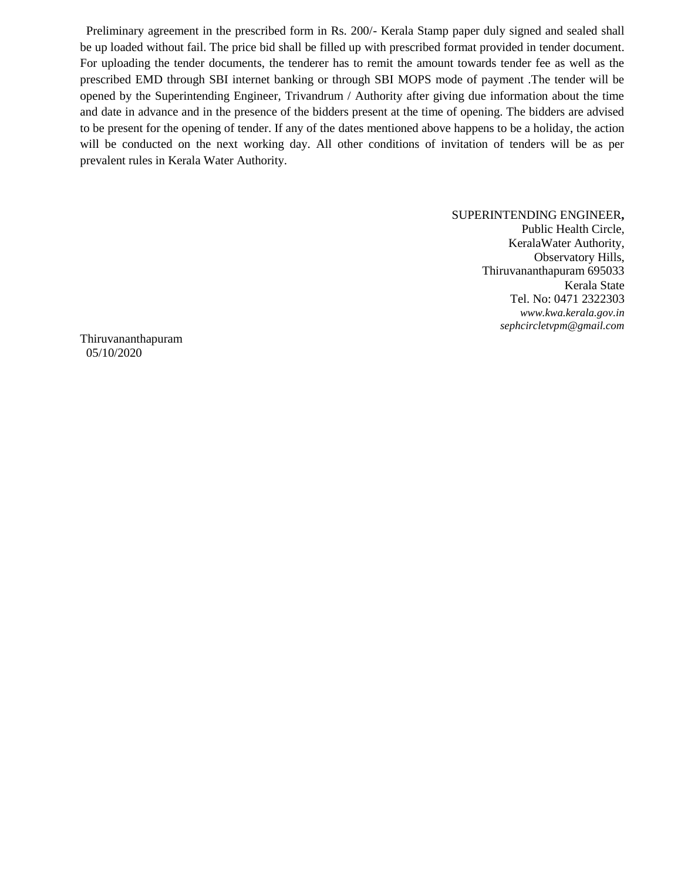Preliminary agreement in the prescribed form in Rs. 200/- Kerala Stamp paper duly signed and sealed shall be up loaded without fail. The price bid shall be filled up with prescribed format provided in tender document. For uploading the tender documents, the tenderer has to remit the amount towards tender fee as well as the prescribed EMD through SBI internet banking or through SBI MOPS mode of payment .The tender will be opened by the Superintending Engineer, Trivandrum / Authority after giving due information about the time and date in advance and in the presence of the bidders present at the time of opening. The bidders are advised to be present for the opening of tender. If any of the dates mentioned above happens to be a holiday, the action will be conducted on the next working day. All other conditions of invitation of tenders will be as per prevalent rules in Kerala Water Authority.

SUPERINTENDING ENGINEER**,**
Public Health Circle,
KeralaWater Authority,
Observatory Hills,
Thiruvananthapuram 695033
Kerala State
Tel. No: 0471 2322303
*www.kwa.kerala.gov.in*
*sephcircletvpm@gmail.com*

Thiruvananthapuram
05/10/2020